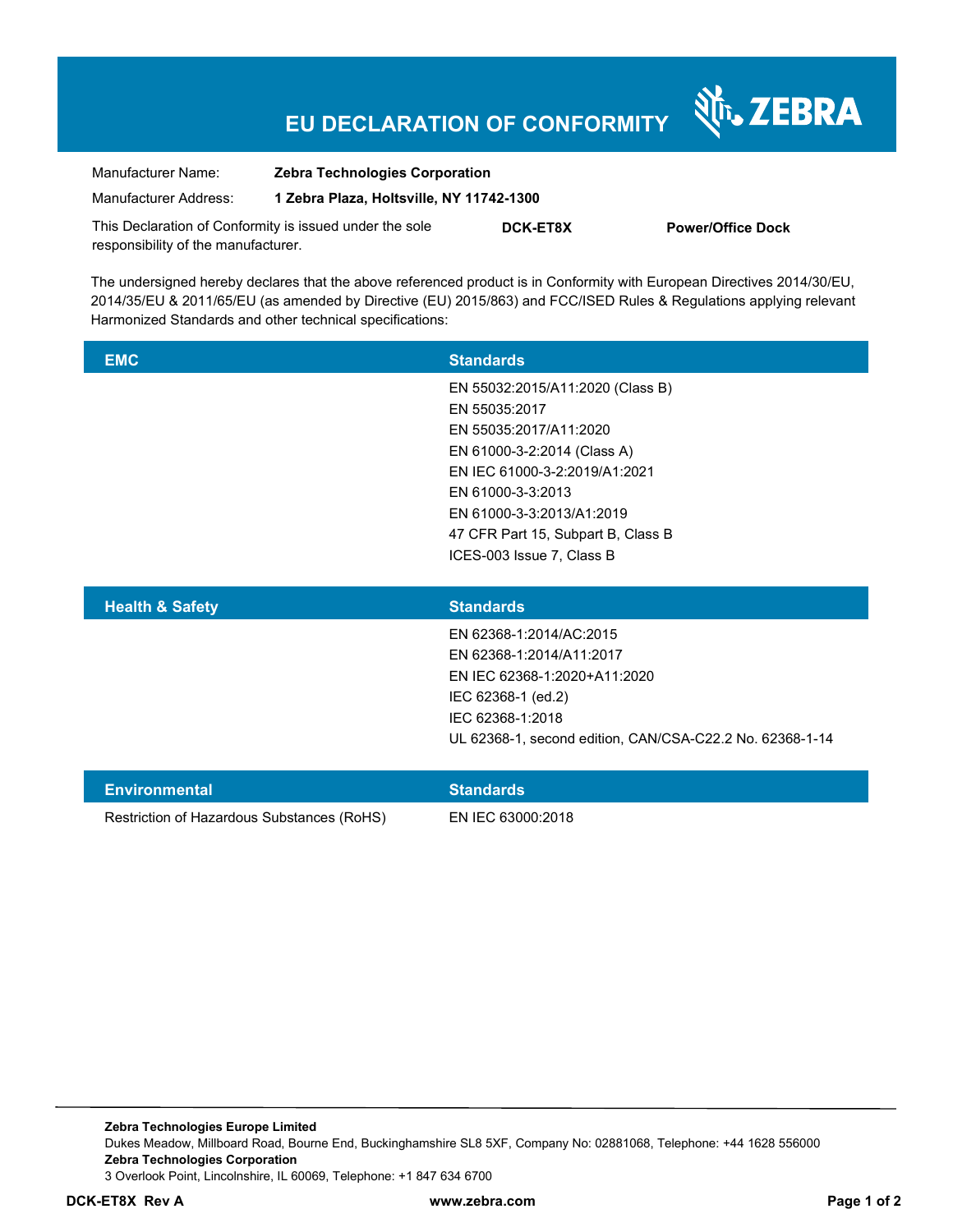# EU DECLARATION OF CONFORMITY

ZEBRA

| | |
|---|---|
| Manufacturer Name: | **Zebra Technologies Corporation** |
| Manufacturer Address: | **1 Zebra Plaza, Holtsville, NY 11742-1300** |

This Declaration of Conformity is issued under the sole responsibility of the manufacturer. **DCK-ET8X** **Power/Office Dock**

The undersigned hereby declares that the above referenced product is in Conformity with European Directives 2014/30/EU, 2014/35/EU & 2011/65/EU (as amended by Directive (EU) 2015/863) and FCC/ISED Rules & Regulations applying relevant Harmonized Standards and other technical specifications:

| EMC | Standards |
|---|---|
| | EN 55032:2015/A11:2020 (Class B)<br>EN 55035:2017<br>EN 55035:2017/A11:2020<br>EN 61000-3-2:2014 (Class A)<br>EN IEC 61000-3-2:2019/A1:2021<br>EN 61000-3-3:2013<br>EN 61000-3-3:2013/A1:2019<br>47 CFR Part 15, Subpart B, Class B<br>ICES-003 Issue 7, Class B |

| Health & Safety | Standards |
|---|---|
| | EN 62368-1:2014/AC:2015<br>EN 62368-1:2014/A11:2017<br>EN IEC 62368-1:2020+A11:2020<br>IEC 62368-1 (ed.2)<br>IEC 62368-1:2018<br>UL 62368-1, second edition, CAN/CSA-C22.2 No. 62368-1-14 |

| Environmental | Standards |
|---|---|
| Restriction of Hazardous Substances (RoHS) | EN IEC 63000:2018 |

**Zebra Technologies Europe Limited**
Dukes Meadow, Millboard Road, Bourne End, Buckinghamshire SL8 5XF, Company No: 02881068, Telephone: +44 1628 556000
**Zebra Technologies Corporation**
3 Overlook Point, Lincolnshire, IL 60069, Telephone: +1 847 634 6700

**DCK-ET8X Rev A** **www.zebra.com**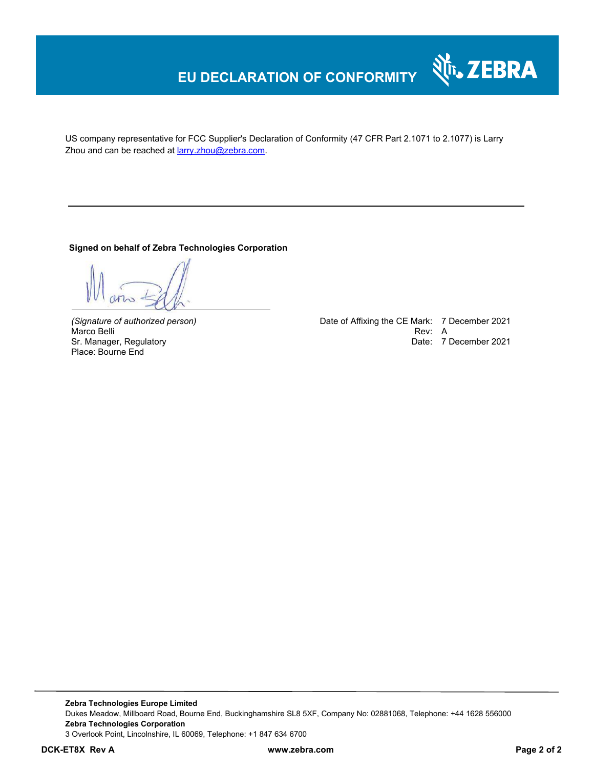# EU DECLARATION OF CONFORMITY

US company representative for FCC Supplier's Declaration of Conformity (47 CFR Part 2.1071 to 2.1077) is Larry Zhou and can be reached at larry.zhou@zebra.com.

---

**Signed on behalf of Zebra Technologies Corporation**

*(Signature of authorized person)*
Marco Belli
Sr. Manager, Regulatory
Place: Bourne End

Date of Affixing the CE Mark: 7 December 2021
Rev: A
Date: 7 December 2021

---

**Zebra Technologies Europe Limited**
Dukes Meadow, Millboard Road, Bourne End, Buckinghamshire SL8 5XF, Company No: 02881068, Telephone: +44 1628 556000
**Zebra Technologies Corporation**
3 Overlook Point, Lincolnshire, IL 60069, Telephone: +1 847 634 6700